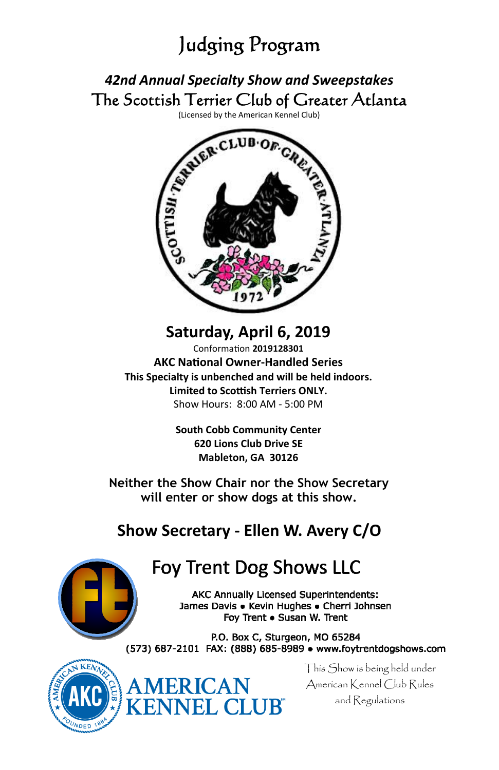# Judging Program

## *42nd Annual Specialty Show and Sweepstakes*

## The Scottish Terrier Club of Greater Atlanta

(Licensed by the American Kennel Club)

SCOTTISH TERRIER CLUB OF GREATER ATLANTA

1972

## Saturday, April 6, 2019

Conformation **2019128301**

**AKC National Owner-Handled Series**

**This Specialty is unbenched and will be held indoors.**

**Limited to Scottish Terriers ONLY.**

Show Hours: 8:00 AM - 5:00 PM

**South Cobb Community Center**
**620 Lions Club Drive SE**
**Mableton, GA 30126**

**Neither the Show Chair nor the Show Secretary will enter or show dogs at this show.**

## Show Secretary - Ellen W. Avery C/O

## Foy Trent Dog Shows LLC

AKC Annually Licensed Superintendents:
James Davis • Kevin Hughes • Cherri Johnsen
Foy Trent • Susan W. Trent

P.O. Box C, Sturgeon, MO 65284
(573) 687-2101 FAX: (888) 685-8989 • www.foytrentdogshows.com

AMERICAN KENNEL CLUB

This Show is being held under American Kennel Club Rules and Regulations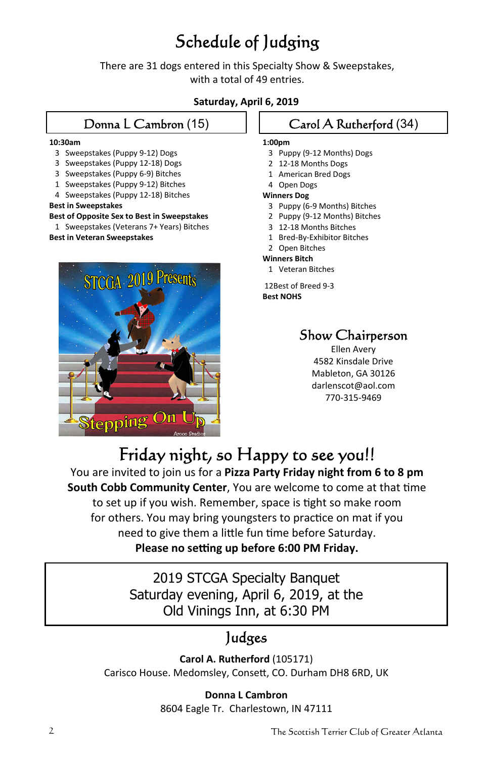# Schedule of Judging

There are 31 dogs entered in this Specialty Show & Sweepstakes, with a total of 49 entries.

**Saturday, April 6, 2019**

## Donna L Cambron (15)

**10:30am**

- 3 Sweepstakes (Puppy 9-12) Dogs
- 3 Sweepstakes (Puppy 12-18) Dogs
- 3 Sweepstakes (Puppy 6-9) Bitches
- 1 Sweepstakes (Puppy 9-12) Bitches
- 4 Sweepstakes (Puppy 12-18) Bitches

**Best in Sweepstakes**

**Best of Opposite Sex to Best in Sweepstakes**

- 1 Sweepstakes (Veterans 7+ Years) Bitches

**Best in Veteran Sweepstakes**

## Carol A Rutherford (34)

**1:00pm**

- 3 Puppy (9-12 Months) Dogs
- 2 12-18 Months Dogs
- 1 American Bred Dogs
- 4 Open Dogs

**Winners Dog**

- 3 Puppy (6-9 Months) Bitches
- 2 Puppy (9-12 Months) Bitches
- 3 12-18 Months Bitches
- 1 Bred-By-Exhibitor Bitches
- 2 Open Bitches

**Winners Bitch**

- 1 Veteran Bitches

12Best of Breed 9-3

**Best NOHS**

## Show Chairperson

Ellen Avery
4582 Kinsdale Drive
Mableton, GA 30126
darlenscot@aol.com
770-315-9469

## Friday night, so Happy to see you!!

You are invited to join us for a **Pizza Party Friday night from 6 to 8 pm South Cobb Community Center**, You are welcome to come at that time to set up if you wish. Remember, space is tight so make room for others. You may bring youngsters to practice on mat if you need to give them a little fun time before Saturday.

**Please no setting up before 6:00 PM Friday.**

2019 STCGA Specialty Banquet
Saturday evening, April 6, 2019, at the
Old Vinings Inn, at 6:30 PM

## Judges

**Carol A. Rutherford** (105171)
Carisco House. Medomsley, Consett, CO. Durham DH8 6RD, UK

**Donna L Cambron**
8604 Eagle Tr. Charlestown, IN 47111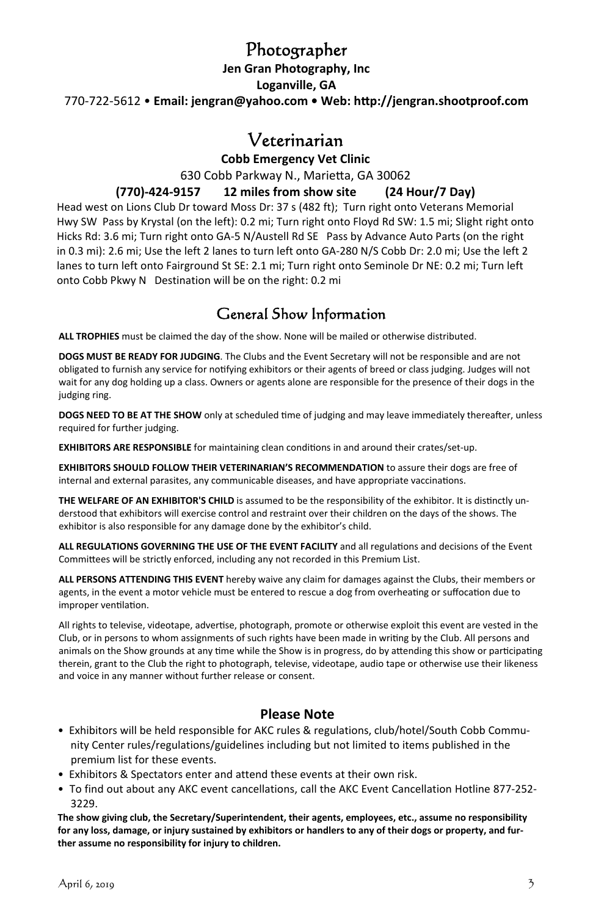# Photographer

**Jen Gran Photography, Inc**

**Loganville, GA**

770-722-5612 • **Email: jengran@yahoo.com • Web: http://jengran.shootproof.com**

# Veterinarian

**Cobb Emergency Vet Clinic**

630 Cobb Parkway N., Marietta, GA 30062

**(770)-424-9157 12 miles from show site (24 Hour/7 Day)**

Head west on Lions Club Dr toward Moss Dr: 37 s (482 ft); Turn right onto Veterans Memorial Hwy SW Pass by Krystal (on the left): 0.2 mi; Turn right onto Floyd Rd SW: 1.5 mi; Slight right onto Hicks Rd: 3.6 mi; Turn right onto GA-5 N/Austell Rd SE Pass by Advance Auto Parts (on the right in 0.3 mi): 2.6 mi; Use the left 2 lanes to turn left onto GA-280 N/S Cobb Dr: 2.0 mi; Use the left 2 lanes to turn left onto Fairground St SE: 2.1 mi; Turn right onto Seminole Dr NE: 0.2 mi; Turn left onto Cobb Pkwy N Destination will be on the right: 0.2 mi

## General Show Information

**ALL TROPHIES** must be claimed the day of the show. None will be mailed or otherwise distributed.

**DOGS MUST BE READY FOR JUDGING**. The Clubs and the Event Secretary will not be responsible and are not obligated to furnish any service for notifying exhibitors or their agents of breed or class judging. Judges will not wait for any dog holding up a class. Owners or agents alone are responsible for the presence of their dogs in the judging ring.

**DOGS NEED TO BE AT THE SHOW** only at scheduled time of judging and may leave immediately thereafter, unless required for further judging.

**EXHIBITORS ARE RESPONSIBLE** for maintaining clean conditions in and around their crates/set-up.

**EXHIBITORS SHOULD FOLLOW THEIR VETERINARIAN'S RECOMMENDATION** to assure their dogs are free of internal and external parasites, any communicable diseases, and have appropriate vaccinations.

**THE WELFARE OF AN EXHIBITOR'S CHILD** is assumed to be the responsibility of the exhibitor. It is distinctly understood that exhibitors will exercise control and restraint over their children on the days of the shows. The exhibitor is also responsible for any damage done by the exhibitor's child.

**ALL REGULATIONS GOVERNING THE USE OF THE EVENT FACILITY** and all regulations and decisions of the Event Committees will be strictly enforced, including any not recorded in this Premium List.

**ALL PERSONS ATTENDING THIS EVENT** hereby waive any claim for damages against the Clubs, their members or agents, in the event a motor vehicle must be entered to rescue a dog from overheating or suffocation due to improper ventilation.

All rights to televise, videotape, advertise, photograph, promote or otherwise exploit this event are vested in the Club, or in persons to whom assignments of such rights have been made in writing by the Club. All persons and animals on the Show grounds at any time while the Show is in progress, do by attending this show or participating therein, grant to the Club the right to photograph, televise, videotape, audio tape or otherwise use their likeness and voice in any manner without further release or consent.

### Please Note

- Exhibitors will be held responsible for AKC rules & regulations, club/hotel/South Cobb Community Center rules/regulations/guidelines including but not limited to items published in the premium list for these events.
- Exhibitors & Spectators enter and attend these events at their own risk.
- To find out about any AKC event cancellations, call the AKC Event Cancellation Hotline 877-252-3229.

**The show giving club, the Secretary/Superintendent, their agents, employees, etc., assume no responsibility for any loss, damage, or injury sustained by exhibitors or handlers to any of their dogs or property, and further assume no responsibility for injury to children.**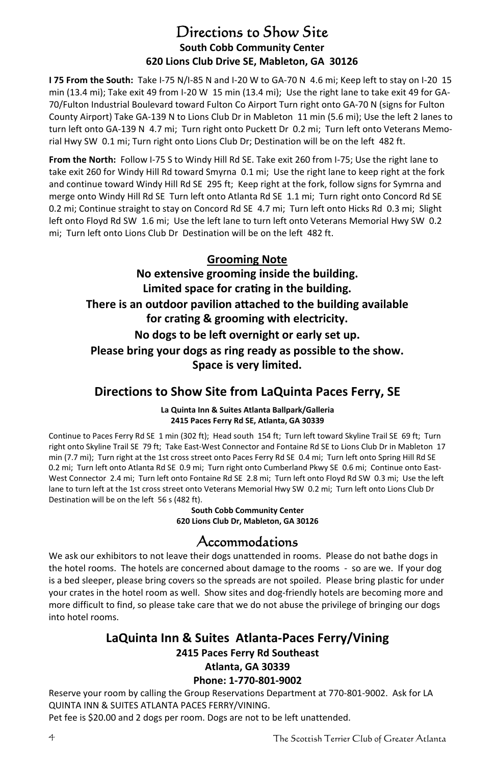# Directions to Show Site

**South Cobb Community Center**
**620 Lions Club Drive SE, Mableton, GA 30126**

**I 75 From the South:** Take I-75 N/I-85 N and I-20 W to GA-70 N 4.6 mi; Keep left to stay on I-20 15 min (13.4 mi); Take exit 49 from I-20 W 15 min (13.4 mi); Use the right lane to take exit 49 for GA-70/Fulton Industrial Boulevard toward Fulton Co Airport Turn right onto GA-70 N (signs for Fulton County Airport) Take GA-139 N to Lions Club Dr in Mableton 11 min (5.6 mi); Use the left 2 lanes to turn left onto GA-139 N 4.7 mi; Turn right onto Puckett Dr 0.2 mi; Turn left onto Veterans Memorial Hwy SW 0.1 mi; Turn right onto Lions Club Dr; Destination will be on the left 482 ft.

**From the North:** Follow I-75 S to Windy Hill Rd SE. Take exit 260 from I-75; Use the right lane to take exit 260 for Windy Hill Rd toward Smyrna 0.1 mi; Use the right lane to keep right at the fork and continue toward Windy Hill Rd SE 295 ft; Keep right at the fork, follow signs for Symrna and merge onto Windy Hill Rd SE Turn left onto Atlanta Rd SE 1.1 mi; Turn right onto Concord Rd SE 0.2 mi; Continue straight to stay on Concord Rd SE 4.7 mi; Turn left onto Hicks Rd 0.3 mi; Slight left onto Floyd Rd SW 1.6 mi; Use the left lane to turn left onto Veterans Memorial Hwy SW 0.2 mi; Turn left onto Lions Club Dr Destination will be on the left 482 ft.

**Grooming Note**

**No extensive grooming inside the building.**
**Limited space for crating in the building.**
**There is an outdoor pavilion attached to the building available for crating & grooming with electricity.**
**No dogs to be left overnight or early set up.**
**Please bring your dogs as ring ready as possible to the show.**
**Space is very limited.**

## Directions to Show Site from LaQuinta Paces Ferry, SE

**La Quinta Inn & Suites Atlanta Ballpark/Galleria**
**2415 Paces Ferry Rd SE, Atlanta, GA 30339**

Continue to Paces Ferry Rd SE 1 min (302 ft); Head south 154 ft; Turn left toward Skyline Trail SE 69 ft; Turn right onto Skyline Trail SE 79 ft; Take East-West Connector and Fontaine Rd SE to Lions Club Dr in Mableton 17 min (7.7 mi); Turn right at the 1st cross street onto Paces Ferry Rd SE 0.4 mi; Turn left onto Spring Hill Rd SE 0.2 mi; Turn left onto Atlanta Rd SE 0.9 mi; Turn right onto Cumberland Pkwy SE 0.6 mi; Continue onto East-West Connector 2.4 mi; Turn left onto Fontaine Rd SE 2.8 mi; Turn left onto Floyd Rd SW 0.3 mi; Use the left lane to turn left at the 1st cross street onto Veterans Memorial Hwy SW 0.2 mi; Turn left onto Lions Club Dr Destination will be on the left 56 s (482 ft).

**South Cobb Community Center**
**620 Lions Club Dr, Mableton, GA 30126**

# Accommodations

We ask our exhibitors to not leave their dogs unattended in rooms. Please do not bathe dogs in the hotel rooms. The hotels are concerned about damage to the rooms - so are we. If your dog is a bed sleeper, please bring covers so the spreads are not spoiled. Please bring plastic for under your crates in the hotel room as well. Show sites and dog-friendly hotels are becoming more and more difficult to find, so please take care that we do not abuse the privilege of bringing our dogs into hotel rooms.

## LaQuinta Inn & Suites Atlanta-Paces Ferry/Vining

**2415 Paces Ferry Rd Southeast**
**Atlanta, GA 30339**
**Phone: 1-770-801-9002**

Reserve your room by calling the Group Reservations Department at 770-801-9002. Ask for LA QUINTA INN & SUITES ATLANTA PACES FERRY/VINING.
Pet fee is $20.00 and 2 dogs per room. Dogs are not to be left unattended.